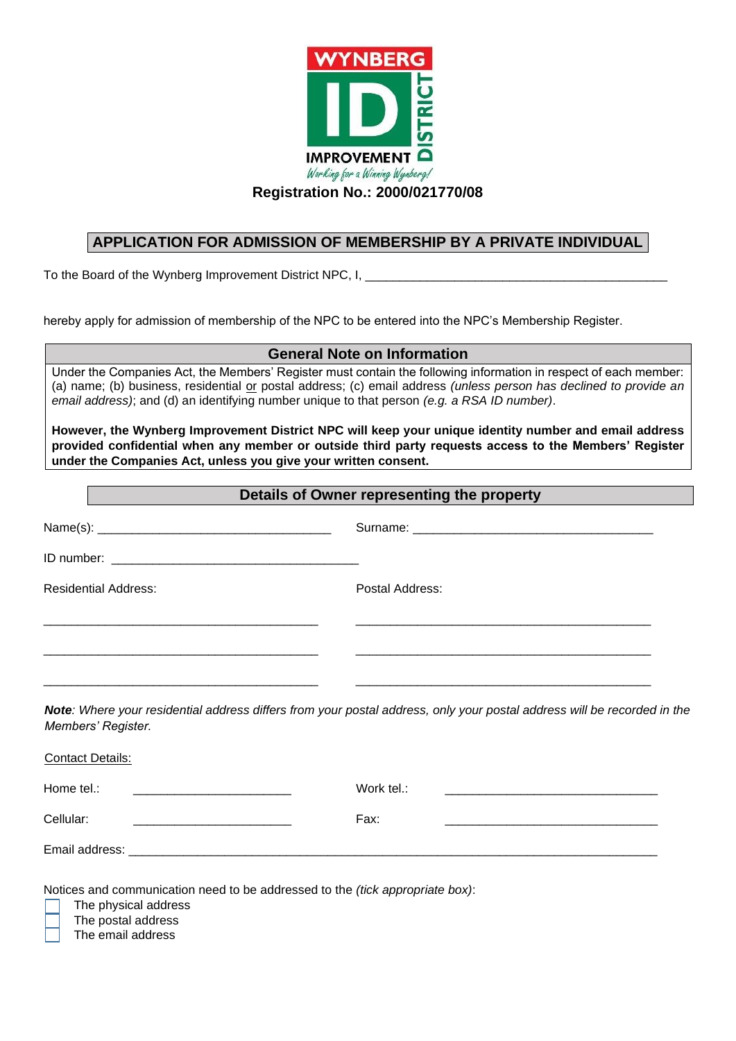WYNBERG ID DISTRICT IMPROVEMENT

*Working for a Winning Wynberg!*

**Registration No.: 2000/021770/08**

## APPLICATION FOR ADMISSION OF MEMBERSHIP BY A PRIVATE INDIVIDUAL

To the Board of the Wynberg Improvement District NPC, I, ______________________________________________

hereby apply for admission of membership of the NPC to be entered into the NPC's Membership Register.

### General Note on Information

Under the Companies Act, the Members' Register must contain the following information in respect of each member: (a) name; (b) business, residential or postal address; (c) email address *(unless person has declined to provide an email address)*; and (d) an identifying number unique to that person *(e.g. a RSA ID number)*.

**However, the Wynberg Improvement District NPC will keep your unique identity number and email address provided confidential when any member or outside third party requests access to the Members' Register under the Companies Act, unless you give your written consent.**

### Details of Owner representing the property

Name(s): ___________________________________ Surname: ____________________________________

ID number: _____________________________________

Residential Address:

_________________________________________

_________________________________________

_________________________________________

Postal Address:

_____________________________________________

_____________________________________________

_____________________________________________

***Note**: Where your residential address differs from your postal address, only your postal address will be recorded in the Members' Register.*

Contact Details:

Home tel.: ________________________ Work tel.: ________________________________

Cellular: ________________________ Fax: ________________________________

Email address: ______________________________________________________________________________

Notices and communication need to be addressed to the *(tick appropriate box)*:

- ☐ The physical address
- ☐ The postal address
- ☐ The email address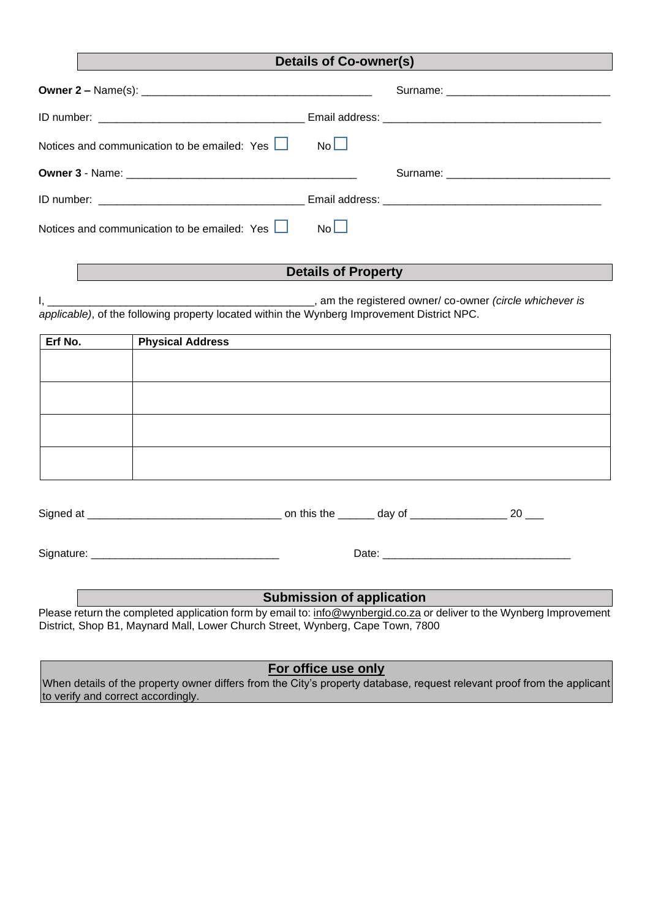## Details of Co-owner(s)

**Owner 2 –** Name(s): ______________________________________ Surname: ___________________________

ID number: __________________________________ Email address: ____________________________________

Notices and communication to be emailed: Yes ☐ No ☐

**Owner 3** - Name: ______________________________________ Surname: ___________________________

ID number: __________________________________ Email address: ____________________________________

Notices and communication to be emailed: Yes ☐ No ☐

## Details of Property

I, ______________________________________________, am the registered owner/ co-owner *(circle whichever is applicable)*, of the following property located within the Wynberg Improvement District NPC.

| Erf No. | Physical Address |
|---|---|
| | |
| | |
| | |
| | |

Signed at ________________________________ on this the ______ day of ________________ 20 ___

Signature: _______________________________ Date: ________________________________

## Submission of application

Please return the completed application form by email to: info@wynbergid.co.za or deliver to the Wynberg Improvement District, Shop B1, Maynard Mall, Lower Church Street, Wynberg, Cape Town, 7800

## For office use only

When details of the property owner differs from the City's property database, request relevant proof from the applicant to verify and correct accordingly.